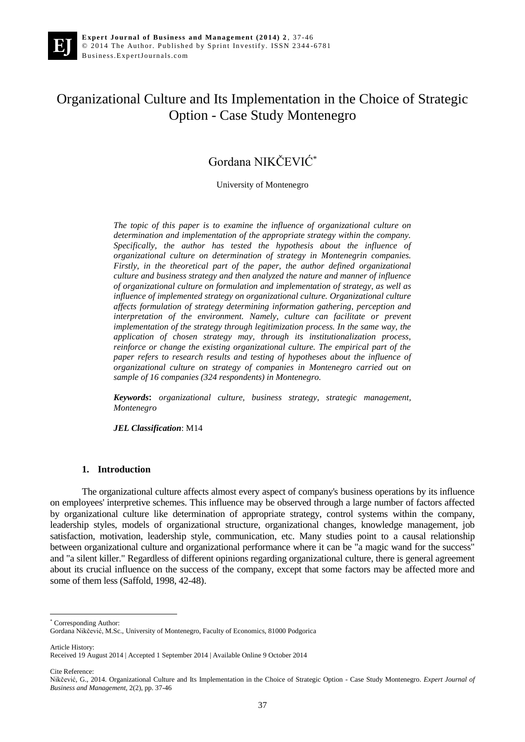# Organizational Culture and Its Implementation in the Choice of Strategic Option - Case Study Montenegro

Gordana NIKČEVIĆ*

University of Montenegro

*The topic of this paper is to examine the influence of organizational culture on determination and implementation of the appropriate strategy within the company. Specifically, the author has tested the hypothesis about the influence of organizational culture on determination of strategy in Montenegrin companies. Firstly, in the theoretical part of the paper, the author defined organizational culture and business strategy and then analyzed the nature and manner of influence of organizational culture on formulation and implementation of strategy, as well as influence of implemented strategy on organizational culture. Organizational culture affects formulation of strategy determining information gathering, perception and interpretation of the environment. Namely, culture can facilitate or prevent implementation of the strategy through legitimization process. In the same way, the application of chosen strategy may, through its institutionalization process, reinforce or change the existing organizational culture. The empirical part of the paper refers to research results and testing of hypotheses about the influence of organizational culture on strategy of companies in Montenegro carried out on sample of 16 companies (324 respondents) in Montenegro.*

***Keywords*:** *organizational culture, business strategy, strategic management, Montenegro*

***JEL Classification***: M14

## 1. Introduction

The organizational culture affects almost every aspect of company's business operations by its influence on employees' interpretive schemes. This influence may be observed through a large number of factors affected by organizational culture like determination of appropriate strategy, control systems within the company, leadership styles, models of organizational structure, organizational changes, knowledge management, job satisfaction, motivation, leadership style, communication, etc. Many studies point to a causal relationship between organizational culture and organizational performance where it can be "a magic wand for the success" and "a silent killer." Regardless of different opinions regarding organizational culture, there is general agreement about its crucial influence on the success of the company, except that some factors may be affected more and some of them less (Saffold, 1998, 42-48).

---

* Corresponding Author:
Gordana Nikčević, M.Sc., University of Montenegro, Faculty of Economics, 81000 Podgorica

Article History:
Received 19 August 2014 | Accepted 1 September 2014 | Available Online 9 October 2014

Cite Reference:
Nikčević, G., 2014. Organizational Culture and Its Implementation in the Choice of Strategic Option - Case Study Montenegro. *Expert Journal of Business and Management*, 2(2), pp. 37-46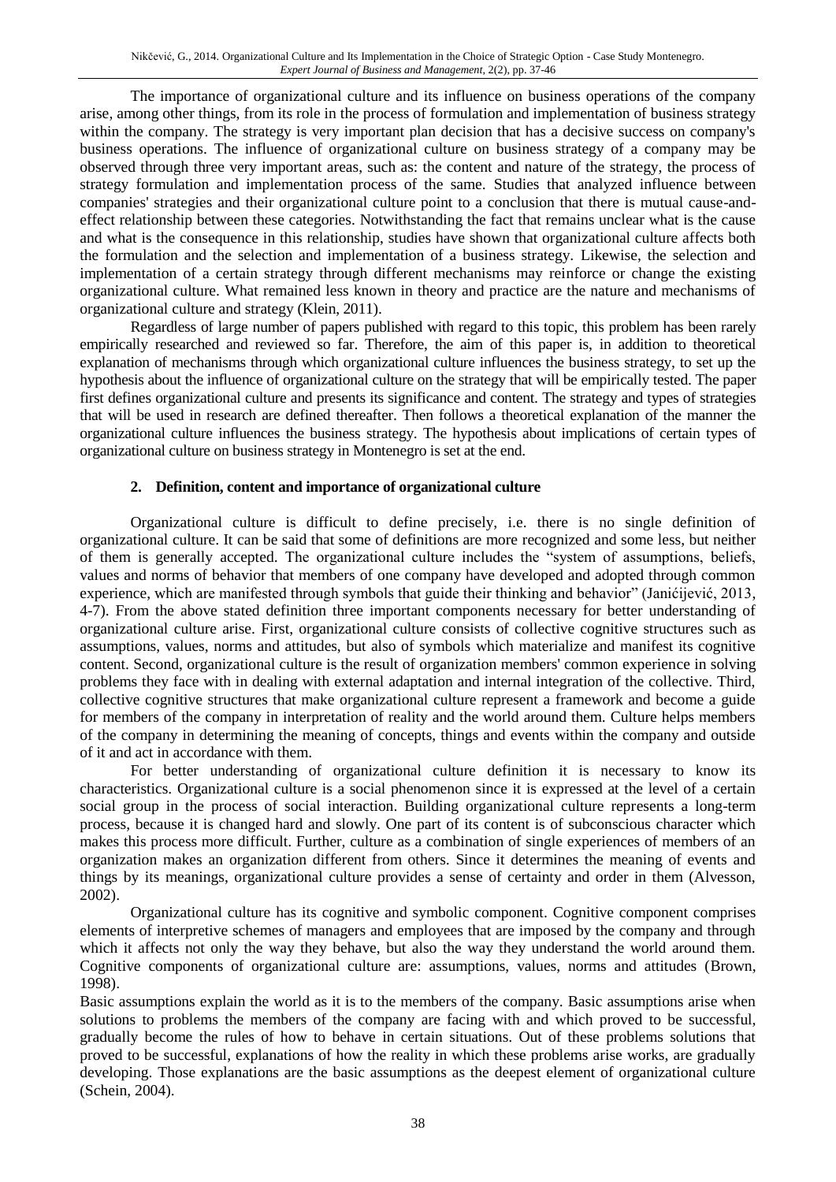The importance of organizational culture and its influence on business operations of the company arise, among other things, from its role in the process of formulation and implementation of business strategy within the company. The strategy is very important plan decision that has a decisive success on company's business operations. The influence of organizational culture on business strategy of a company may be observed through three very important areas, such as: the content and nature of the strategy, the process of strategy formulation and implementation process of the same. Studies that analyzed influence between companies' strategies and their organizational culture point to a conclusion that there is mutual cause-and-effect relationship between these categories. Notwithstanding the fact that remains unclear what is the cause and what is the consequence in this relationship, studies have shown that organizational culture affects both the formulation and the selection and implementation of a business strategy. Likewise, the selection and implementation of a certain strategy through different mechanisms may reinforce or change the existing organizational culture. What remained less known in theory and practice are the nature and mechanisms of organizational culture and strategy (Klein, 2011).

Regardless of large number of papers published with regard to this topic, this problem has been rarely empirically researched and reviewed so far. Therefore, the aim of this paper is, in addition to theoretical explanation of mechanisms through which organizational culture influences the business strategy, to set up the hypothesis about the influence of organizational culture on the strategy that will be empirically tested. The paper first defines organizational culture and presents its significance and content. The strategy and types of strategies that will be used in research are defined thereafter. Then follows a theoretical explanation of the manner the organizational culture influences the business strategy. The hypothesis about implications of certain types of organizational culture on business strategy in Montenegro is set at the end.

## 2. Definition, content and importance of organizational culture

Organizational culture is difficult to define precisely, i.e. there is no single definition of organizational culture. It can be said that some of definitions are more recognized and some less, but neither of them is generally accepted. The organizational culture includes the "system of assumptions, beliefs, values and norms of behavior that members of one company have developed and adopted through common experience, which are manifested through symbols that guide their thinking and behavior" (Janićijević, 2013, 4-7). From the above stated definition three important components necessary for better understanding of organizational culture arise. First, organizational culture consists of collective cognitive structures such as assumptions, values, norms and attitudes, but also of symbols which materialize and manifest its cognitive content. Second, organizational culture is the result of organization members' common experience in solving problems they face with in dealing with external adaptation and internal integration of the collective. Third, collective cognitive structures that make organizational culture represent a framework and become a guide for members of the company in interpretation of reality and the world around them. Culture helps members of the company in determining the meaning of concepts, things and events within the company and outside of it and act in accordance with them.

For better understanding of organizational culture definition it is necessary to know its characteristics. Organizational culture is a social phenomenon since it is expressed at the level of a certain social group in the process of social interaction. Building organizational culture represents a long-term process, because it is changed hard and slowly. One part of its content is of subconscious character which makes this process more difficult. Further, culture as a combination of single experiences of members of an organization makes an organization different from others. Since it determines the meaning of events and things by its meanings, organizational culture provides a sense of certainty and order in them (Alvesson, 2002).

Organizational culture has its cognitive and symbolic component. Cognitive component comprises elements of interpretive schemes of managers and employees that are imposed by the company and through which it affects not only the way they behave, but also the way they understand the world around them. Cognitive components of organizational culture are: assumptions, values, norms and attitudes (Brown, 1998).

Basic assumptions explain the world as it is to the members of the company. Basic assumptions arise when solutions to problems the members of the company are facing with and which proved to be successful, gradually become the rules of how to behave in certain situations. Out of these problems solutions that proved to be successful, explanations of how the reality in which these problems arise works, are gradually developing. Those explanations are the basic assumptions as the deepest element of organizational culture (Schein, 2004).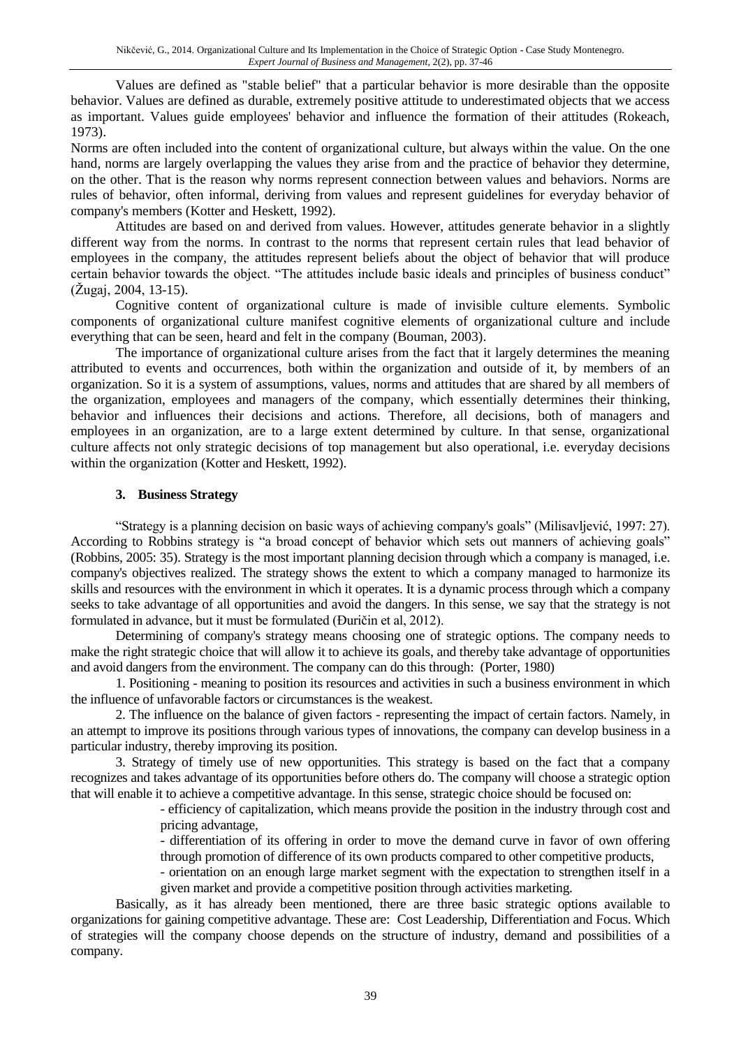Values are defined as "stable belief" that a particular behavior is more desirable than the opposite behavior. Values are defined as durable, extremely positive attitude to underestimated objects that we access as important. Values guide employees' behavior and influence the formation of their attitudes (Rokeach, 1973).

Norms are often included into the content of organizational culture, but always within the value. On the one hand, norms are largely overlapping the values they arise from and the practice of behavior they determine, on the other. That is the reason why norms represent connection between values and behaviors. Norms are rules of behavior, often informal, deriving from values and represent guidelines for everyday behavior of company's members (Kotter and Heskett, 1992).

Attitudes are based on and derived from values. However, attitudes generate behavior in a slightly different way from the norms. In contrast to the norms that represent certain rules that lead behavior of employees in the company, the attitudes represent beliefs about the object of behavior that will produce certain behavior towards the object. "The attitudes include basic ideals and principles of business conduct" (Žugaj, 2004, 13-15).

Cognitive content of organizational culture is made of invisible culture elements. Symbolic components of organizational culture manifest cognitive elements of organizational culture and include everything that can be seen, heard and felt in the company (Bouman, 2003).

The importance of organizational culture arises from the fact that it largely determines the meaning attributed to events and occurrences, both within the organization and outside of it, by members of an organization. So it is a system of assumptions, values, norms and attitudes that are shared by all members of the organization, employees and managers of the company, which essentially determines their thinking, behavior and influences their decisions and actions. Therefore, all decisions, both of managers and employees in an organization, are to a large extent determined by culture. In that sense, organizational culture affects not only strategic decisions of top management but also operational, i.e. everyday decisions within the organization (Kotter and Heskett, 1992).

## 3. Business Strategy

"Strategy is a planning decision on basic ways of achieving company's goals" (Milisavljević, 1997: 27). According to Robbins strategy is "a broad concept of behavior which sets out manners of achieving goals" (Robbins, 2005: 35). Strategy is the most important planning decision through which a company is managed, i.e. company's objectives realized. The strategy shows the extent to which a company managed to harmonize its skills and resources with the environment in which it operates. It is a dynamic process through which a company seeks to take advantage of all opportunities and avoid the dangers. In this sense, we say that the strategy is not formulated in advance, but it must be formulated (Đuričin et al, 2012).

Determining of company's strategy means choosing one of strategic options. The company needs to make the right strategic choice that will allow it to achieve its goals, and thereby take advantage of opportunities and avoid dangers from the environment. The company can do this through: (Porter, 1980)

1. Positioning - meaning to position its resources and activities in such a business environment in which the influence of unfavorable factors or circumstances is the weakest.

2. The influence on the balance of given factors - representing the impact of certain factors. Namely, in an attempt to improve its positions through various types of innovations, the company can develop business in a particular industry, thereby improving its position.

3. Strategy of timely use of new opportunities. This strategy is based on the fact that a company recognizes and takes advantage of its opportunities before others do. The company will choose a strategic option that will enable it to achieve a competitive advantage. In this sense, strategic choice should be focused on:

- efficiency of capitalization, which means provide the position in the industry through cost and pricing advantage,
- differentiation of its offering in order to move the demand curve in favor of own offering through promotion of difference of its own products compared to other competitive products,
- orientation on an enough large market segment with the expectation to strengthen itself in a given market and provide a competitive position through activities marketing.

Basically, as it has already been mentioned, there are three basic strategic options available to organizations for gaining competitive advantage. These are: Cost Leadership, Differentiation and Focus. Which of strategies will the company choose depends on the structure of industry, demand and possibilities of a company.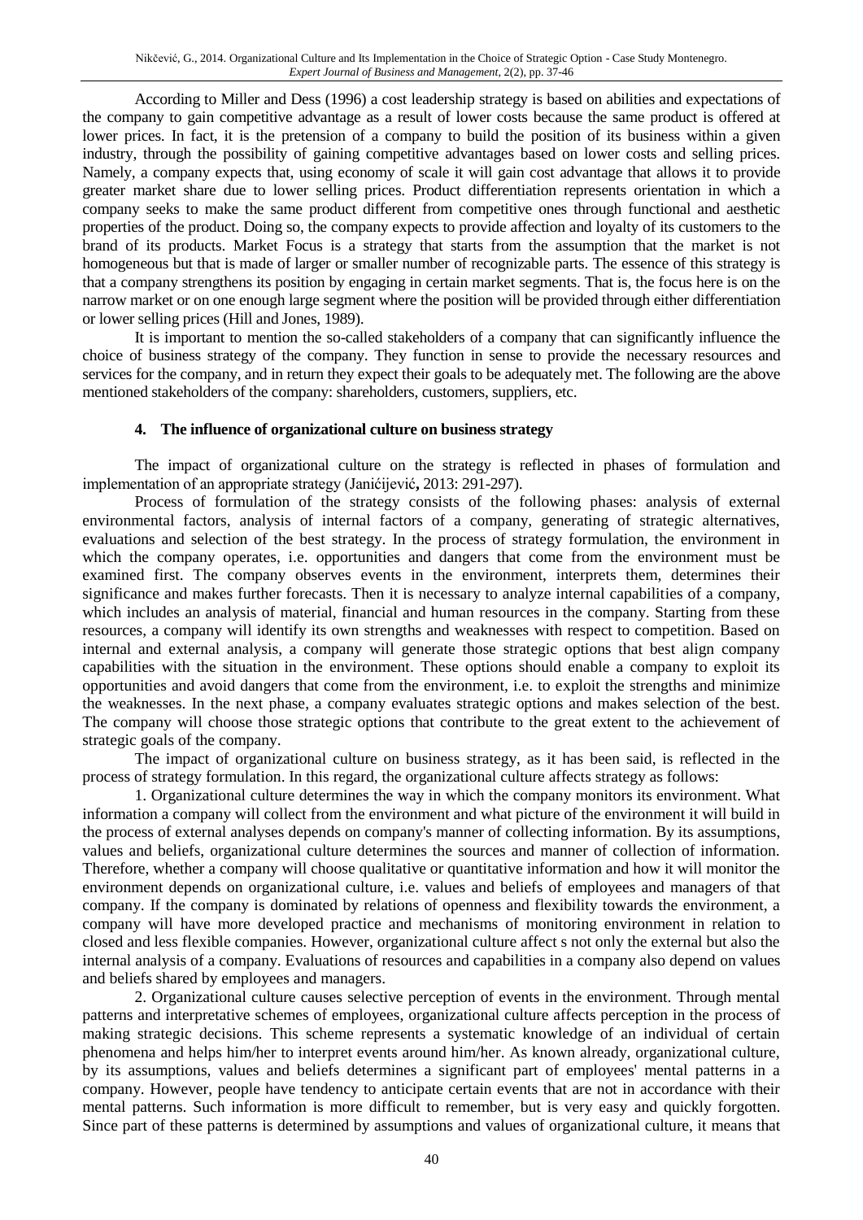According to Miller and Dess (1996) a cost leadership strategy is based on abilities and expectations of the company to gain competitive advantage as a result of lower costs because the same product is offered at lower prices. In fact, it is the pretension of a company to build the position of its business within a given industry, through the possibility of gaining competitive advantages based on lower costs and selling prices. Namely, a company expects that, using economy of scale it will gain cost advantage that allows it to provide greater market share due to lower selling prices. Product differentiation represents orientation in which a company seeks to make the same product different from competitive ones through functional and aesthetic properties of the product. Doing so, the company expects to provide affection and loyalty of its customers to the brand of its products. Market Focus is a strategy that starts from the assumption that the market is not homogeneous but that is made of larger or smaller number of recognizable parts. The essence of this strategy is that a company strengthens its position by engaging in certain market segments. That is, the focus here is on the narrow market or on one enough large segment where the position will be provided through either differentiation or lower selling prices (Hill and Jones, 1989).

It is important to mention the so-called stakeholders of a company that can significantly influence the choice of business strategy of the company. They function in sense to provide the necessary resources and services for the company, and in return they expect their goals to be adequately met. The following are the above mentioned stakeholders of the company: shareholders, customers, suppliers, etc.

## 4. The influence of organizational culture on business strategy

The impact of organizational culture on the strategy is reflected in phases of formulation and implementation of an appropriate strategy (Janićijević, 2013: 291-297).

Process of formulation of the strategy consists of the following phases: analysis of external environmental factors, analysis of internal factors of a company, generating of strategic alternatives, evaluations and selection of the best strategy. In the process of strategy formulation, the environment in which the company operates, i.e. opportunities and dangers that come from the environment must be examined first. The company observes events in the environment, interprets them, determines their significance and makes further forecasts. Then it is necessary to analyze internal capabilities of a company, which includes an analysis of material, financial and human resources in the company. Starting from these resources, a company will identify its own strengths and weaknesses with respect to competition. Based on internal and external analysis, a company will generate those strategic options that best align company capabilities with the situation in the environment. These options should enable a company to exploit its opportunities and avoid dangers that come from the environment, i.e. to exploit the strengths and minimize the weaknesses. In the next phase, a company evaluates strategic options and makes selection of the best. The company will choose those strategic options that contribute to the great extent to the achievement of strategic goals of the company.

The impact of organizational culture on business strategy, as it has been said, is reflected in the process of strategy formulation. In this regard, the organizational culture affects strategy as follows:

1. Organizational culture determines the way in which the company monitors its environment. What information a company will collect from the environment and what picture of the environment it will build in the process of external analyses depends on company's manner of collecting information. By its assumptions, values and beliefs, organizational culture determines the sources and manner of collection of information. Therefore, whether a company will choose qualitative or quantitative information and how it will monitor the environment depends on organizational culture, i.e. values and beliefs of employees and managers of that company. If the company is dominated by relations of openness and flexibility towards the environment, a company will have more developed practice and mechanisms of monitoring environment in relation to closed and less flexible companies. However, organizational culture affect s not only the external but also the internal analysis of a company. Evaluations of resources and capabilities in a company also depend on values and beliefs shared by employees and managers.

2. Organizational culture causes selective perception of events in the environment. Through mental patterns and interpretative schemes of employees, organizational culture affects perception in the process of making strategic decisions. This scheme represents a systematic knowledge of an individual of certain phenomena and helps him/her to interpret events around him/her. As known already, organizational culture, by its assumptions, values and beliefs determines a significant part of employees' mental patterns in a company. However, people have tendency to anticipate certain events that are not in accordance with their mental patterns. Such information is more difficult to remember, but is very easy and quickly forgotten. Since part of these patterns is determined by assumptions and values of organizational culture, it means that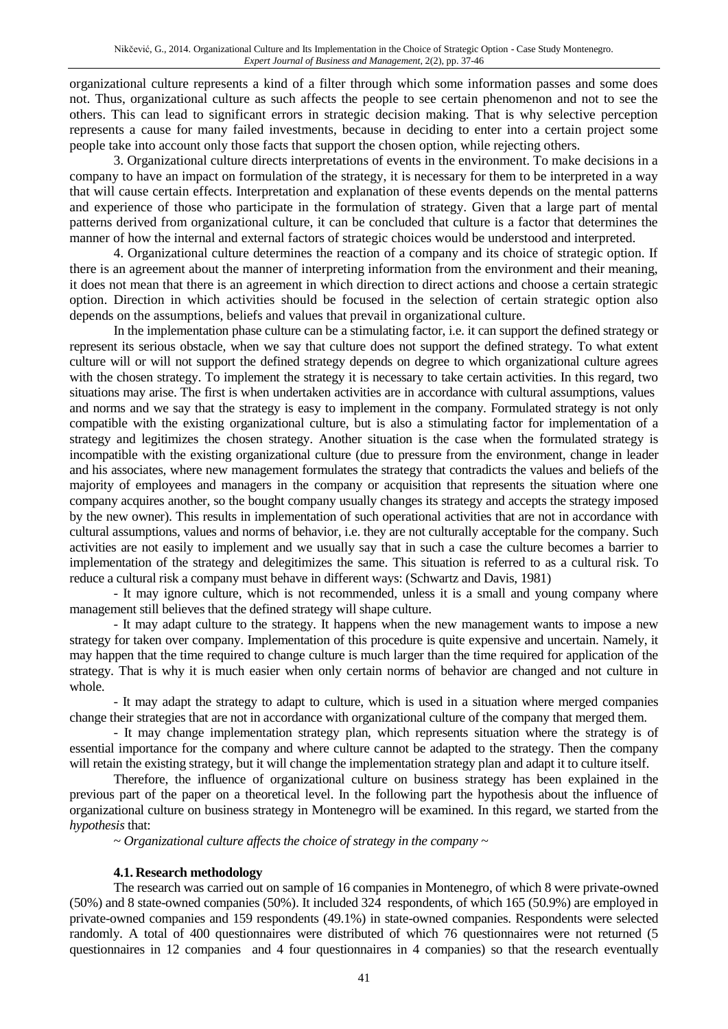organizational culture represents a kind of a filter through which some information passes and some does not. Thus, organizational culture as such affects the people to see certain phenomenon and not to see the others. This can lead to significant errors in strategic decision making. That is why selective perception represents a cause for many failed investments, because in deciding to enter into a certain project some people take into account only those facts that support the chosen option, while rejecting others.

3. Organizational culture directs interpretations of events in the environment. To make decisions in a company to have an impact on formulation of the strategy, it is necessary for them to be interpreted in a way that will cause certain effects. Interpretation and explanation of these events depends on the mental patterns and experience of those who participate in the formulation of strategy. Given that a large part of mental patterns derived from organizational culture, it can be concluded that culture is a factor that determines the manner of how the internal and external factors of strategic choices would be understood and interpreted.

4. Organizational culture determines the reaction of a company and its choice of strategic option. If there is an agreement about the manner of interpreting information from the environment and their meaning, it does not mean that there is an agreement in which direction to direct actions and choose a certain strategic option. Direction in which activities should be focused in the selection of certain strategic option also depends on the assumptions, beliefs and values that prevail in organizational culture.

In the implementation phase culture can be a stimulating factor, i.e. it can support the defined strategy or represent its serious obstacle, when we say that culture does not support the defined strategy. To what extent culture will or will not support the defined strategy depends on degree to which organizational culture agrees with the chosen strategy. To implement the strategy it is necessary to take certain activities. In this regard, two situations may arise. The first is when undertaken activities are in accordance with cultural assumptions, values and norms and we say that the strategy is easy to implement in the company. Formulated strategy is not only compatible with the existing organizational culture, but is also a stimulating factor for implementation of a strategy and legitimizes the chosen strategy. Another situation is the case when the formulated strategy is incompatible with the existing organizational culture (due to pressure from the environment, change in leader and his associates, where new management formulates the strategy that contradicts the values and beliefs of the majority of employees and managers in the company or acquisition that represents the situation where one company acquires another, so the bought company usually changes its strategy and accepts the strategy imposed by the new owner). This results in implementation of such operational activities that are not in accordance with cultural assumptions, values and norms of behavior, i.e. they are not culturally acceptable for the company. Such activities are not easily to implement and we usually say that in such a case the culture becomes a barrier to implementation of the strategy and delegitimizes the same. This situation is referred to as a cultural risk. To reduce a cultural risk a company must behave in different ways: (Schwartz and Davis, 1981)

- It may ignore culture, which is not recommended, unless it is a small and young company where management still believes that the defined strategy will shape culture.

- It may adapt culture to the strategy. It happens when the new management wants to impose a new strategy for taken over company. Implementation of this procedure is quite expensive and uncertain. Namely, it may happen that the time required to change culture is much larger than the time required for application of the strategy. That is why it is much easier when only certain norms of behavior are changed and not culture in whole.

- It may adapt the strategy to adapt to culture, which is used in a situation where merged companies change their strategies that are not in accordance with organizational culture of the company that merged them.

- It may change implementation strategy plan, which represents situation where the strategy is of essential importance for the company and where culture cannot be adapted to the strategy. Then the company will retain the existing strategy, but it will change the implementation strategy plan and adapt it to culture itself.

Therefore, the influence of organizational culture on business strategy has been explained in the previous part of the paper on a theoretical level. In the following part the hypothesis about the influence of organizational culture on business strategy in Montenegro will be examined. In this regard, we started from the *hypothesis* that:

*~ Organizational culture affects the choice of strategy in the company ~*

### 4.1. Research methodology

The research was carried out on sample of 16 companies in Montenegro, of which 8 were private-owned (50%) and 8 state-owned companies (50%). It included 324 respondents, of which 165 (50.9%) are employed in private-owned companies and 159 respondents (49.1%) in state-owned companies. Respondents were selected randomly. A total of 400 questionnaires were distributed of which 76 questionnaires were not returned (5 questionnaires in 12 companies and 4 four questionnaires in 4 companies) so that the research eventually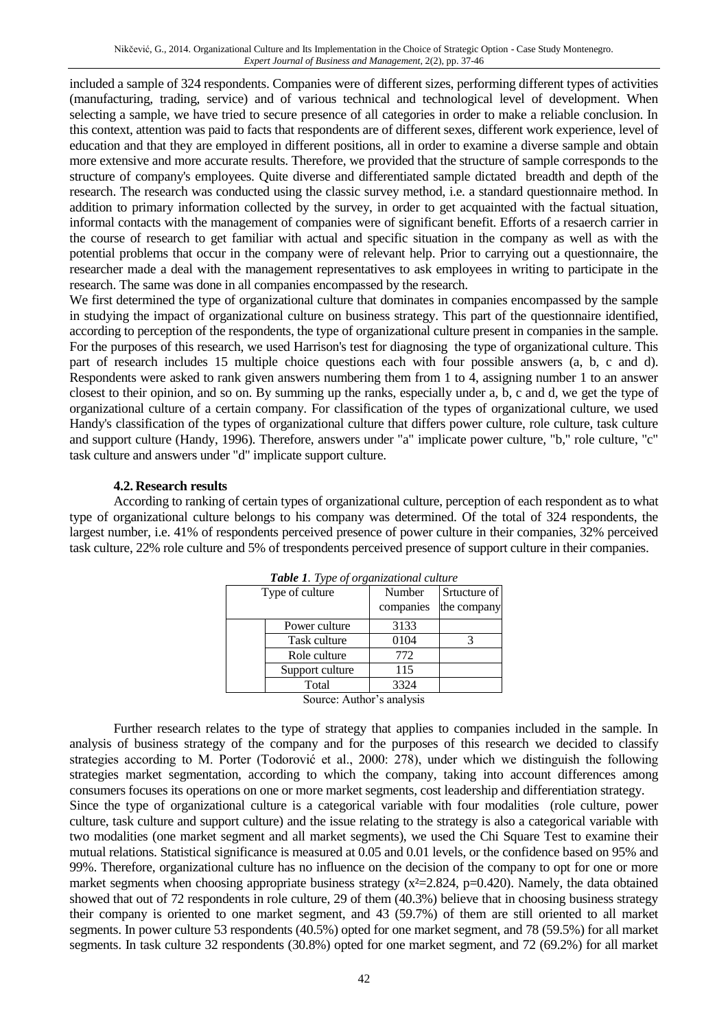included a sample of 324 respondents. Companies were of different sizes, performing different types of activities (manufacturing, trading, service) and of various technical and technological level of development. When selecting a sample, we have tried to secure presence of all categories in order to make a reliable conclusion. In this context, attention was paid to facts that respondents are of different sexes, different work experience, level of education and that they are employed in different positions, all in order to examine a diverse sample and obtain more extensive and more accurate results. Therefore, we provided that the structure of sample corresponds to the structure of company's employees. Quite diverse and differentiated sample dictated breadth and depth of the research. The research was conducted using the classic survey method, i.e. a standard questionnaire method. In addition to primary information collected by the survey, in order to get acquainted with the factual situation, informal contacts with the management of companies were of significant benefit. Efforts of a resaerch carrier in the course of research to get familiar with actual and specific situation in the company as well as with the potential problems that occur in the company were of relevant help. Prior to carrying out a questionnaire, the researcher made a deal with the management representatives to ask employees in writing to participate in the research. The same was done in all companies encompassed by the research.

We first determined the type of organizational culture that dominates in companies encompassed by the sample in studying the impact of organizational culture on business strategy. This part of the questionnaire identified, according to perception of the respondents, the type of organizational culture present in companies in the sample. For the purposes of this research, we used Harrison's test for diagnosing the type of organizational culture. This part of research includes 15 multiple choice questions each with four possible answers (a, b, c and d). Respondents were asked to rank given answers numbering them from 1 to 4, assigning number 1 to an answer closest to their opinion, and so on. By summing up the ranks, especially under a, b, c and d, we get the type of organizational culture of a certain company. For classification of the types of organizational culture, we used Handy's classification of the types of organizational culture that differs power culture, role culture, task culture and support culture (Handy, 1996). Therefore, answers under "a" implicate power culture, "b," role culture, "c" task culture and answers under "d" implicate support culture.

### 4.2. Research results

According to ranking of certain types of organizational culture, perception of each respondent as to what type of organizational culture belongs to his company was determined. Of the total of 324 respondents, the largest number, i.e. 41% of respondents perceived presence of power culture in their companies, 32% perceived task culture, 22% role culture and 5% of trespondents perceived presence of support culture in their companies.

***Table 1**. Type of organizational culture*

| Type of culture | | Number companies | Srtucture of the company |
|---|---|---|---|
| | Power culture | 3133 | |
| | Task culture | 0104 | 3 |
| | Role culture | 772 | |
| | Support culture | 115 | |
| | Total | 3324 | |

Source: Author's analysis

Further research relates to the type of strategy that applies to companies included in the sample. In analysis of business strategy of the company and for the purposes of this research we decided to classify strategies according to M. Porter (Todorović et al., 2000: 278), under which we distinguish the following strategies market segmentation, according to which the company, taking into account differences among consumers focuses its operations on one or more market segments, cost leadership and differentiation strategy.

Since the type of organizational culture is a categorical variable with four modalities (role culture, power culture, task culture and support culture) and the issue relating to the strategy is also a categorical variable with two modalities (one market segment and all market segments), we used the Chi Square Test to examine their mutual relations. Statistical significance is measured at 0.05 and 0.01 levels, or the confidence based on 95% and 99%. Therefore, organizational culture has no influence on the decision of the company to opt for one or more market segments when choosing appropriate business strategy ($x^2=2.824$, $p=0.420$). Namely, the data obtained showed that out of 72 respondents in role culture, 29 of them (40.3%) believe that in choosing business strategy their company is oriented to one market segment, and 43 (59.7%) of them are still oriented to all market segments. In power culture 53 respondents (40.5%) opted for one market segment, and 78 (59.5%) for all market segments. In task culture 32 respondents (30.8%) opted for one market segment, and 72 (69.2%) for all market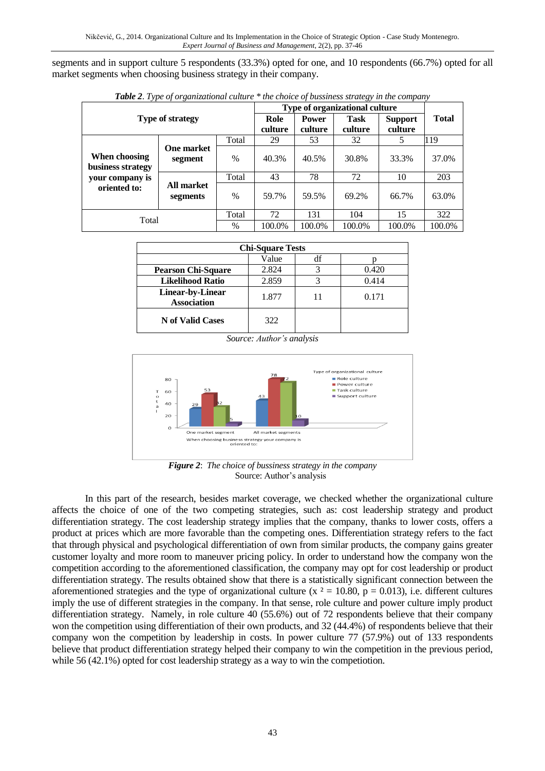segments and in support culture 5 respondents (33.3%) opted for one, and 10 respondents (66.7%) opted for all market segments when choosing business strategy in their company.

***Table 2****. Type of organizational culture * the choice of bussiness strategy in the company*

| Type of strategy | | | Type of organizational culture | | | | Total |
|---|---|---|---|---|---|---|---|
| | | | Role culture | Power culture | Task culture | Support culture | |
| When choosing business strategy your company is oriented to: | One market segment | Total | 29 | 53 | 32 | 5 | 119 |
| | | % | 40.3% | 40.5% | 30.8% | 33.3% | 37.0% |
| | All market segments | Total | 43 | 78 | 72 | 10 | 203 |
| | | % | 59.7% | 59.5% | 69.2% | 66.7% | 63.0% |
| Total | | Total | 72 | 131 | 104 | 15 | 322 |
| | | % | 100.0% | 100.0% | 100.0% | 100.0% | 100.0% |

| Chi-Square Tests | | | |
|---|---|---|---|
| | Value | df | p |
| **Pearson Chi-Square** | 2.824 | 3 | 0.420 |
| **Likelihood Ratio** | 2.859 | 3 | 0.414 |
| **Linear-by-Linear Association** | 1.877 | 11 | 0.171 |
| **N of Valid Cases** | 322 | | |

*Source: Author's analysis*

***Figure 2****: The choice of bussiness strategy in the company*
Source: Author's analysis

In this part of the research, besides market coverage, we checked whether the organizational culture affects the choice of one of the two competing strategies, such as: cost leadership strategy and product differentiation strategy. The cost leadership strategy implies that the company, thanks to lower costs, offers a product at prices which are more favorable than the competing ones. Differentiation strategy refers to the fact that through physical and psychological differentiation of own from similar products, the company gains greater customer loyalty and more room to maneuver pricing policy. In order to understand how the company won the competition according to the aforementioned classification, the company may opt for cost leadership or product differentiation strategy. The results obtained show that there is a statistically significant connection between the aforementioned strategies and the type of organizational culture ($\chi^2 = 10.80$, $p = 0.013$), i.e. different cultures imply the use of different strategies in the company. In that sense, role culture and power culture imply product differentiation strategy. Namely, in role culture 40 (55.6%) out of 72 respondents believe that their company won the competition using differentiation of their own products, and 32 (44.4%) of respondents believe that their company won the competition by leadership in costs. In power culture 77 (57.9%) out of 133 respondents believe that product differentiation strategy helped their company to win the competition in the previous period, while 56 (42.1%) opted for cost leadership strategy as a way to win the competiotion.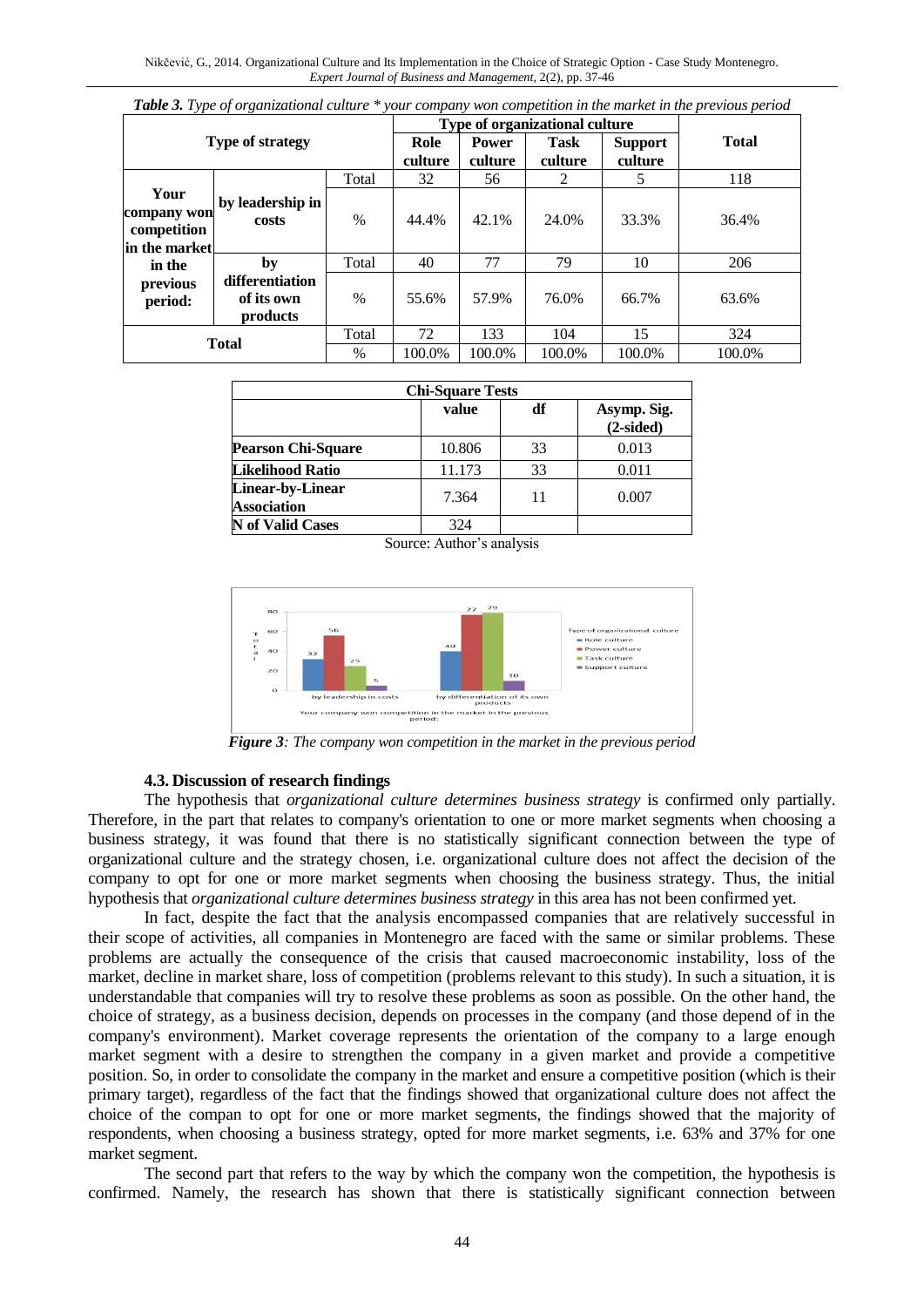***Table 3.*** *Type of organizational culture * your company won competition in the market in the previous period*

| Type of strategy | | | Type of organizational culture | | | | Total |
|---|---|---|---|---|---|---|---|
| | | | Role culture | Power culture | Task culture | Support culture | |
| Your company won competition in the market in the previous period: | by leadership in costs | Total | 32 | 56 | 2 | 5 | 118 |
| | | % | 44.4% | 42.1% | 24.0% | 33.3% | 36.4% |
| | by differentiation of its own products | Total | 40 | 77 | 79 | 10 | 206 |
| | | % | 55.6% | 57.9% | 76.0% | 66.7% | 63.6% |
| Total | | Total | 72 | 133 | 104 | 15 | 324 |
| | | % | 100.0% | 100.0% | 100.0% | 100.0% | 100.0% |

| Chi-Square Tests | value | df | Asymp. Sig. (2-sided) |
|---|---|---|---|
| Pearson Chi-Square | 10.806 | 33 | 0.013 |
| Likelihood Ratio | 11.173 | 33 | 0.011 |
| Linear-by-Linear Association | 7.364 | 11 | 0.007 |
| N of Valid Cases | 324 | | |

Source: Author's analysis

***Figure 3****: The company won competition in the market in the previous period*

### 4.3. Discussion of research findings

The hypothesis that *organizational culture determines business strategy* is confirmed only partially. Therefore, in the part that relates to company's orientation to one or more market segments when choosing a business strategy, it was found that there is no statistically significant connection between the type of organizational culture and the strategy chosen, i.e. organizational culture does not affect the decision of the company to opt for one or more market segments when choosing the business strategy. Thus, the initial hypothesis that *organizational culture determines business strategy* in this area has not been confirmed yet.

In fact, despite the fact that the analysis encompassed companies that are relatively successful in their scope of activities, all companies in Montenegro are faced with the same or similar problems. These problems are actually the consequence of the crisis that caused macroeconomic instability, loss of the market, decline in market share, loss of competition (problems relevant to this study). In such a situation, it is understandable that companies will try to resolve these problems as soon as possible. On the other hand, the choice of strategy, as a business decision, depends on processes in the company (and those depend of in the company's environment). Market coverage represents the orientation of the company to a large enough market segment with a desire to strengthen the company in a given market and provide a competitive position. So, in order to consolidate the company in the market and ensure a competitive position (which is their primary target), regardless of the fact that the findings showed that organizational culture does not affect the choice of the compan to opt for one or more market segments, the findings showed that the majority of respondents, when choosing a business strategy, opted for more market segments, i.e. 63% and 37% for one market segment.

The second part that refers to the way by which the company won the competition, the hypothesis is confirmed. Namely, the research has shown that there is statistically significant connection between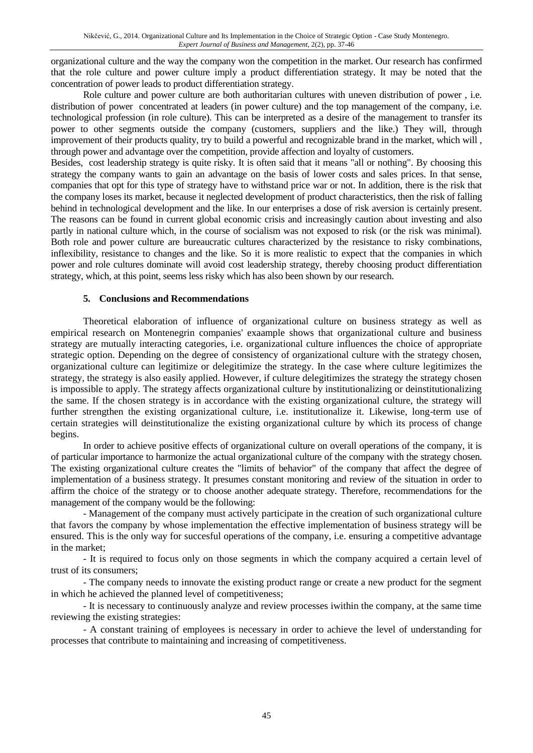organizational culture and the way the company won the competition in the market. Our research has confirmed that the role culture and power culture imply a product differentiation strategy. It may be noted that the concentration of power leads to product differentiation strategy.

Role culture and power culture are both authoritarian cultures with uneven distribution of power , i.e. distribution of power concentrated at leaders (in power culture) and the top management of the company, i.e. technological profession (in role culture). This can be interpreted as a desire of the management to transfer its power to other segments outside the company (customers, suppliers and the like.) They will, through improvement of their products quality, try to build a powerful and recognizable brand in the market, which will , through power and advantage over the competition, provide affection and loyalty of customers.

Besides, cost leadership strategy is quite risky. It is often said that it means "all or nothing". By choosing this strategy the company wants to gain an advantage on the basis of lower costs and sales prices. In that sense, companies that opt for this type of strategy have to withstand price war or not. In addition, there is the risk that the company loses its market, because it neglected development of product characteristics, then the risk of falling behind in technological development and the like. In our enterprises a dose of risk aversion is certainly present. The reasons can be found in current global economic crisis and increasingly caution about investing and also partly in national culture which, in the course of socialism was not exposed to risk (or the risk was minimal). Both role and power culture are bureaucratic cultures characterized by the resistance to risky combinations, inflexibility, resistance to changes and the like. So it is more realistic to expect that the companies in which power and role cultures dominate will avoid cost leadership strategy, thereby choosing product differentiation strategy, which, at this point, seems less risky which has also been shown by our research.

## 5. Conclusions and Recommendations

Theoretical elaboration of influence of organizational culture on business strategy as well as empirical research on Montenegrin companies' exaample shows that organizational culture and business strategy are mutually interacting categories, i.e. organizational culture influences the choice of appropriate strategic option. Depending on the degree of consistency of organizational culture with the strategy chosen, organizational culture can legitimize or delegitimize the strategy. In the case where culture legitimizes the strategy, the strategy is also easily applied. However, if culture delegitimizes the strategy the strategy chosen is impossible to apply. The strategy affects organizational culture by institutionalizing or deinstitutionalizing the same. If the chosen strategy is in accordance with the existing organizational culture, the strategy will further strengthen the existing organizational culture, i.e. institutionalize it. Likewise, long-term use of certain strategies will deinstitutionalize the existing organizational culture by which its process of change begins.

In order to achieve positive effects of organizational culture on overall operations of the company, it is of particular importance to harmonize the actual organizational culture of the company with the strategy chosen. The existing organizational culture creates the "limits of behavior" of the company that affect the degree of implementation of a business strategy. It presumes constant monitoring and review of the situation in order to affirm the choice of the strategy or to choose another adequate strategy. Therefore, recommendations for the management of the company would be the following:

- Management of the company must actively participate in the creation of such organizational culture that favors the company by whose implementation the effective implementation of business strategy will be ensured. This is the only way for succesful operations of the company, i.e. ensuring a competitive advantage in the market;

- It is required to focus only on those segments in which the company acquired a certain level of trust of its consumers;

- The company needs to innovate the existing product range or create a new product for the segment in which he achieved the planned level of competitiveness;

- It is necessary to continuously analyze and review processes iwithin the company, at the same time reviewing the existing strategies:

- A constant training of employees is necessary in order to achieve the level of understanding for processes that contribute to maintaining and increasing of competitiveness.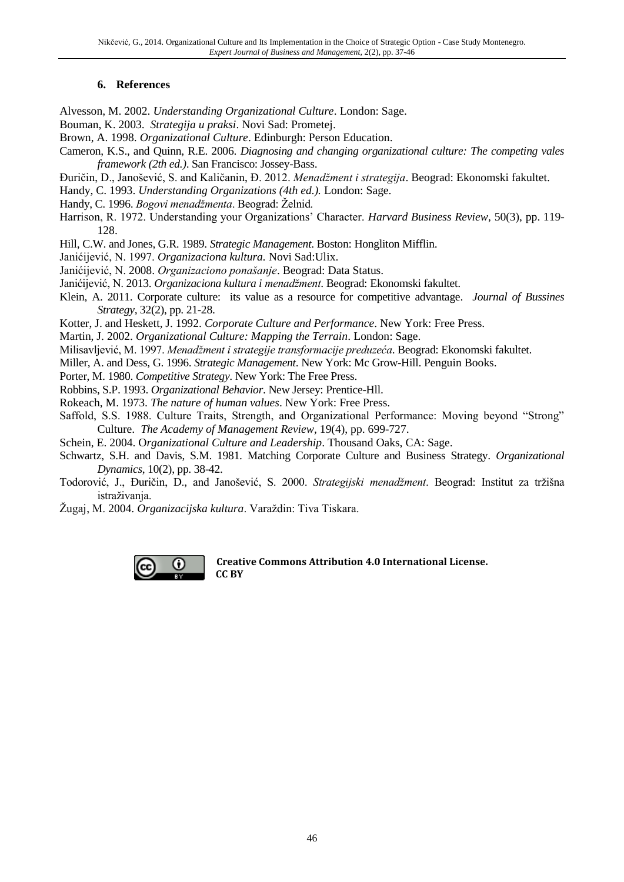### 6. References

Alvesson, M. 2002. *Understanding Organizational Culture*. London: Sage.

Bouman, K. 2003. *Strategija u praksi*. Novi Sad: Prometej.

Brown, A. 1998. *Organizational Culture*. Edinburgh: Person Education.

Cameron, K.S., and Quinn, R.E. 2006. *Diagnosing and changing organizational culture: The competing vales framework (2th ed.)*. San Francisco: Jossey-Bass.

Đuričin, D., Janošević, S. and Kaličanin, Đ. 2012. *Menadžment i strategija*. Beograd: Ekonomski fakultet.

Handy, C. 1993. *Understanding Organizations (4th ed.).* London: Sage.

Handy, C. 1996. *Bogovi menadžmenta*. Beograd: Želnid.

Harrison, R. 1972. Understanding your Organizations' Character. *Harvard Business Review,* 50(3), pp. 119-128.

Hill, C.W. and Jones, G.R. 1989. *Strategic Management*. Boston: Hongliton Mifflin.

Janićijević, N. 1997. *Organizaciona kultura.* Novi Sad:Ulix.

Janićijević, N. 2008. *Organizaciono ponašanje*. Beograd: Data Status.

Janićijević, N. 2013. *Organizaciona kultura i menadžment*. Beograd: Ekonomski fakultet.

Klein, A. 2011. Corporate culture: its value as a resource for competitive advantage. *Journal of Bussines Strategy*, 32(2), pp. 21-28.

Kotter, J. and Heskett, J. 1992. *Corporate Culture and Performance*. New York: Free Press.

Martin, J. 2002. *Organizational Culture: Mapping the Terrain*. London: Sage.

Milisavljević, M. 1997. *Menadžment i strategije transformacije preduzeća*. Beograd: Ekonomski fakultet.

Miller, A. and Dess, G. 1996. *Strategic Management*. New York: Mc Grow-Hill. Penguin Books.

Porter, M. 1980. *Competitive Strategy*. New York: The Free Press.

Robbins, S.P. 1993. *Organizational Behavior*. New Jersey: Prentice-Hll.

Rokeach, M. 1973. *The nature of human values*. New York: Free Press.

Saffold, S.S. 1988. Culture Traits, Strength, and Organizational Performance: Moving beyond "Strong" Culture. *The Academy of Management Review,* 19(4), pp. 699-727.

Schein, E. 2004. O*rganizational Culture and Leadership*. Thousand Oaks, CA: Sage.

Schwartz, S.H. and Davis, S.M. 1981. Matching Corporate Culture and Business Strategy. *Organizational Dynamics*, 10(2), pp. 38-42.

Todorović, J., Đuričin, D., and Janošević, S. 2000. *Strategijski menadžment*. Beograd: Institut za tržišna istraživanja.

Žugaj, M. 2004. *Organizacijska kultura*. Varaždin: Tiva Tiskara.

**Creative Commons Attribution 4.0 International License. CC BY**